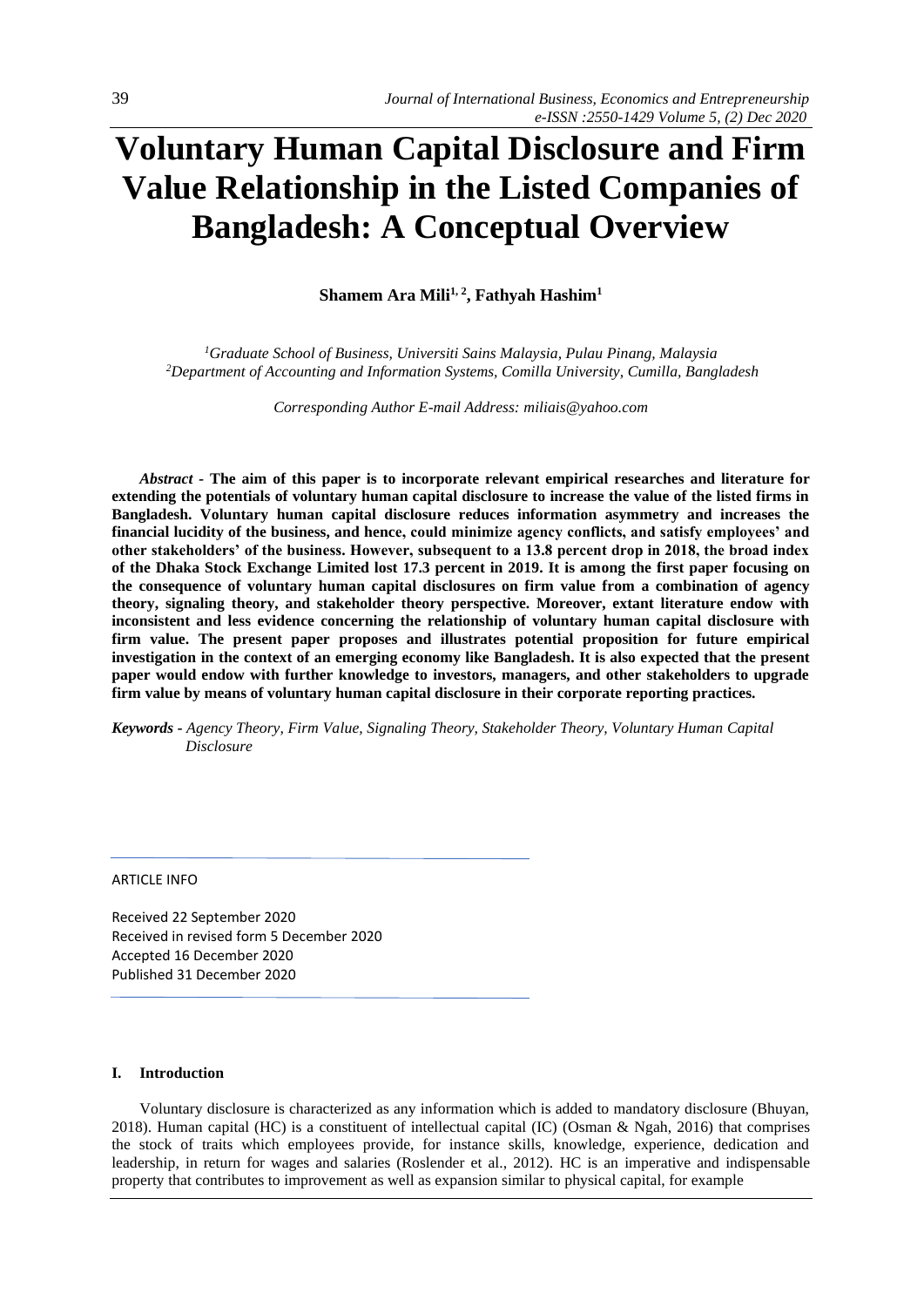# Voluntary Human Capital Disclosure and Firm Value Relationship in the Listed Companies of Bangladesh: A Conceptual Overview

**Shamem Ara Mili[1, 2], Fathyah Hashim[1]**

*[1]Graduate School of Business, Universiti Sains Malaysia, Pulau Pinang, Malaysia*
*[2]Department of Accounting and Information Systems, Comilla University, Cumilla, Bangladesh*

*Corresponding Author E-mail Address: miliais@yahoo.com*

***Abstract* - The aim of this paper is to incorporate relevant empirical researches and literature for extending the potentials of voluntary human capital disclosure to increase the value of the listed firms in Bangladesh. Voluntary human capital disclosure reduces information asymmetry and increases the financial lucidity of the business, and hence, could minimize agency conflicts, and satisfy employees' and other stakeholders' of the business. However, subsequent to a 13.8 percent drop in 2018, the broad index of the Dhaka Stock Exchange Limited lost 17.3 percent in 2019. It is among the first paper focusing on the consequence of voluntary human capital disclosures on firm value from a combination of agency theory, signaling theory, and stakeholder theory perspective. Moreover, extant literature endow with inconsistent and less evidence concerning the relationship of voluntary human capital disclosure with firm value. The present paper proposes and illustrates potential proposition for future empirical investigation in the context of an emerging economy like Bangladesh. It is also expected that the present paper would endow with further knowledge to investors, managers, and other stakeholders to upgrade firm value by means of voluntary human capital disclosure in their corporate reporting practices.**

***Keywords* -** *Agency Theory, Firm Value, Signaling Theory, Stakeholder Theory, Voluntary Human Capital Disclosure*

ARTICLE INFO

Received 22 September 2020
Received in revised form 5 December 2020
Accepted 16 December 2020
Published 31 December 2020

## I. Introduction

Voluntary disclosure is characterized as any information which is added to mandatory disclosure (Bhuyan, 2018). Human capital (HC) is a constituent of intellectual capital (IC) (Osman & Ngah, 2016) that comprises the stock of traits which employees provide, for instance skills, knowledge, experience, dedication and leadership, in return for wages and salaries (Roslender et al., 2012). HC is an imperative and indispensable property that contributes to improvement as well as expansion similar to physical capital, for example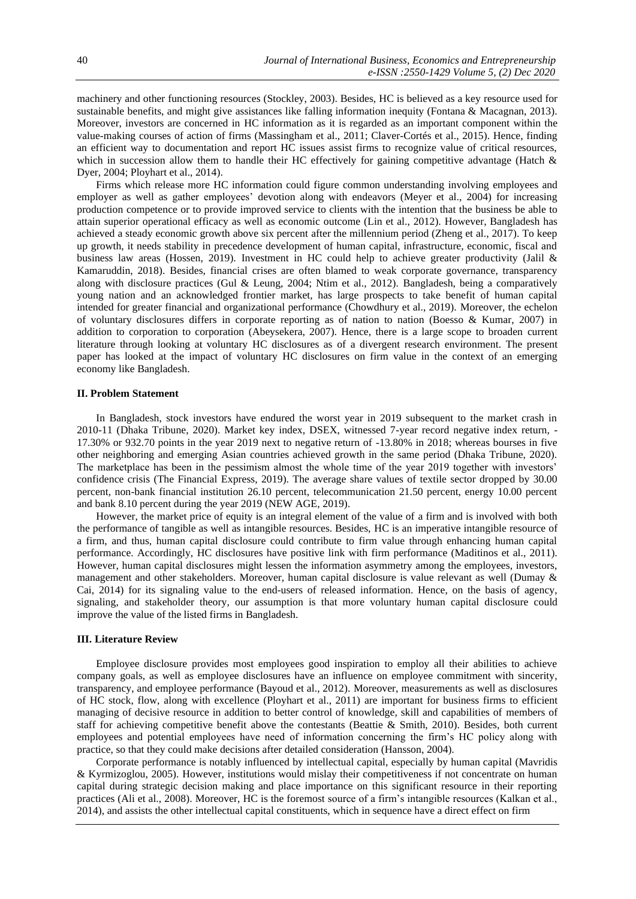machinery and other functioning resources (Stockley, 2003). Besides, HC is believed as a key resource used for sustainable benefits, and might give assistances like falling information inequity (Fontana & Macagnan, 2013). Moreover, investors are concerned in HC information as it is regarded as an important component within the value-making courses of action of firms (Massingham et al., 2011; Claver-Cortés et al., 2015). Hence, finding an efficient way to documentation and report HC issues assist firms to recognize value of critical resources, which in succession allow them to handle their HC effectively for gaining competitive advantage (Hatch & Dyer, 2004; Ployhart et al., 2014).

Firms which release more HC information could figure common understanding involving employees and employer as well as gather employees' devotion along with endeavors (Meyer et al., 2004) for increasing production competence or to provide improved service to clients with the intention that the business be able to attain superior operational efficacy as well as economic outcome (Lin et al., 2012). However, Bangladesh has achieved a steady economic growth above six percent after the millennium period (Zheng et al., 2017). To keep up growth, it needs stability in precedence development of human capital, infrastructure, economic, fiscal and business law areas (Hossen, 2019). Investment in HC could help to achieve greater productivity (Jalil & Kamaruddin, 2018). Besides, financial crises are often blamed to weak corporate governance, transparency along with disclosure practices (Gul & Leung, 2004; Ntim et al., 2012). Bangladesh, being a comparatively young nation and an acknowledged frontier market, has large prospects to take benefit of human capital intended for greater financial and organizational performance (Chowdhury et al., 2019). Moreover, the echelon of voluntary disclosures differs in corporate reporting as of nation to nation (Boesso & Kumar, 2007) in addition to corporation to corporation (Abeysekera, 2007). Hence, there is a large scope to broaden current literature through looking at voluntary HC disclosures as of a divergent research environment. The present paper has looked at the impact of voluntary HC disclosures on firm value in the context of an emerging economy like Bangladesh.

## II. Problem Statement

In Bangladesh, stock investors have endured the worst year in 2019 subsequent to the market crash in 2010-11 (Dhaka Tribune, 2020). Market key index, DSEX, witnessed 7-year record negative index return, -17.30% or 932.70 points in the year 2019 next to negative return of -13.80% in 2018; whereas bourses in five other neighboring and emerging Asian countries achieved growth in the same period (Dhaka Tribune, 2020). The marketplace has been in the pessimism almost the whole time of the year 2019 together with investors' confidence crisis (The Financial Express, 2019). The average share values of textile sector dropped by 30.00 percent, non-bank financial institution 26.10 percent, telecommunication 21.50 percent, energy 10.00 percent and bank 8.10 percent during the year 2019 (NEW AGE, 2019).

However, the market price of equity is an integral element of the value of a firm and is involved with both the performance of tangible as well as intangible resources. Besides, HC is an imperative intangible resource of a firm, and thus, human capital disclosure could contribute to firm value through enhancing human capital performance. Accordingly, HC disclosures have positive link with firm performance (Maditinos et al., 2011). However, human capital disclosures might lessen the information asymmetry among the employees, investors, management and other stakeholders. Moreover, human capital disclosure is value relevant as well (Dumay & Cai, 2014) for its signaling value to the end-users of released information. Hence, on the basis of agency, signaling, and stakeholder theory, our assumption is that more voluntary human capital disclosure could improve the value of the listed firms in Bangladesh.

## III. Literature Review

Employee disclosure provides most employees good inspiration to employ all their abilities to achieve company goals, as well as employee disclosures have an influence on employee commitment with sincerity, transparency, and employee performance (Bayoud et al., 2012). Moreover, measurements as well as disclosures of HC stock, flow, along with excellence (Ployhart et al., 2011) are important for business firms to efficient managing of decisive resource in addition to better control of knowledge, skill and capabilities of members of staff for achieving competitive benefit above the contestants (Beattie & Smith, 2010). Besides, both current employees and potential employees have need of information concerning the firm's HC policy along with practice, so that they could make decisions after detailed consideration (Hansson, 2004).

Corporate performance is notably influenced by intellectual capital, especially by human capital (Mavridis & Kyrmizoglou, 2005). However, institutions would mislay their competitiveness if not concentrate on human capital during strategic decision making and place importance on this significant resource in their reporting practices (Ali et al., 2008). Moreover, HC is the foremost source of a firm's intangible resources (Kalkan et al., 2014), and assists the other intellectual capital constituents, which in sequence have a direct effect on firm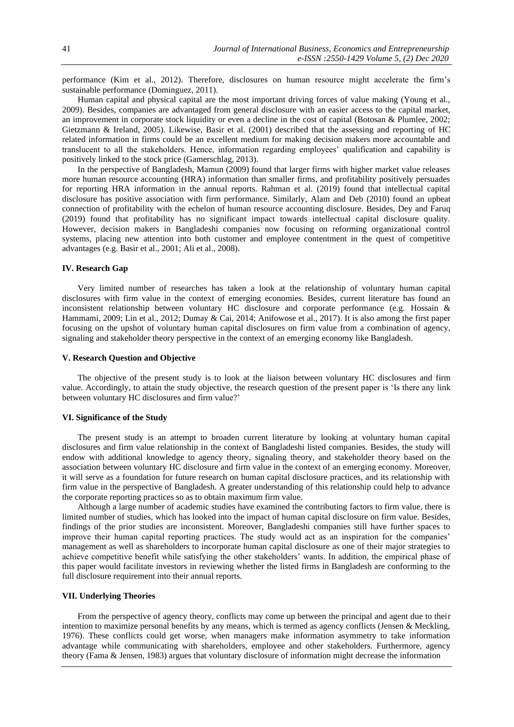performance (Kim et al., 2012). Therefore, disclosures on human resource might accelerate the firm's sustainable performance (Dominguez, 2011).

Human capital and physical capital are the most important driving forces of value making (Young et al., 2009). Besides, companies are advantaged from general disclosure with an easier access to the capital market, an improvement in corporate stock liquidity or even a decline in the cost of capital (Botosan & Plumlee, 2002; Gietzmann & Ireland, 2005). Likewise, Basir et al. (2001) described that the assessing and reporting of HC related information in firms could be an excellent medium for making decision makers more accountable and translucent to all the stakeholders. Hence, information regarding employees' qualification and capability is positively linked to the stock price (Gamerschlag, 2013).

In the perspective of Bangladesh, Mamun (2009) found that larger firms with higher market value releases more human resource accounting (HRA) information than smaller firms, and profitability positively persuades for reporting HRA information in the annual reports. Rahman et al. (2019) found that intellectual capital disclosure has positive association with firm performance. Similarly, Alam and Deb (2010) found an upbeat connection of profitability with the echelon of human resource accounting disclosure. Besides, Dey and Faruq (2019) found that profitability has no significant impact towards intellectual capital disclosure quality. However, decision makers in Bangladeshi companies now focusing on reforming organizational control systems, placing new attention into both customer and employee contentment in the quest of competitive advantages (e.g. Basir et al., 2001; Ali et al., 2008).

## IV. Research Gap

Very limited number of researches has taken a look at the relationship of voluntary human capital disclosures with firm value in the context of emerging economies. Besides, current literature has found an inconsistent relationship between voluntary HC disclosure and corporate performance (e.g. Hossain & Hammami, 2009; Lin et al., 2012; Dumay & Cai, 2014; Anifowose et al., 2017). It is also among the first paper focusing on the upshot of voluntary human capital disclosures on firm value from a combination of agency, signaling and stakeholder theory perspective in the context of an emerging economy like Bangladesh.

## V. Research Question and Objective

The objective of the present study is to look at the liaison between voluntary HC disclosures and firm value. Accordingly, to attain the study objective, the research question of the present paper is 'Is there any link between voluntary HC disclosures and firm value?'

## VI. Significance of the Study

The present study is an attempt to broaden current literature by looking at voluntary human capital disclosures and firm value relationship in the context of Bangladeshi listed companies. Besides, the study will endow with additional knowledge to agency theory, signaling theory, and stakeholder theory based on the association between voluntary HC disclosure and firm value in the context of an emerging economy. Moreover, it will serve as a foundation for future research on human capital disclosure practices, and its relationship with firm value in the perspective of Bangladesh. A greater understanding of this relationship could help to advance the corporate reporting practices so as to obtain maximum firm value.

Although a large number of academic studies have examined the contributing factors to firm value, there is limited number of studies, which has looked into the impact of human capital disclosure on firm value. Besides, findings of the prior studies are inconsistent. Moreover, Bangladeshi companies still have further spaces to improve their human capital reporting practices. The study would act as an inspiration for the companies' management as well as shareholders to incorporate human capital disclosure as one of their major strategies to achieve competitive benefit while satisfying the other stakeholders' wants. In addition, the empirical phase of this paper would facilitate investors in reviewing whether the listed firms in Bangladesh are conforming to the full disclosure requirement into their annual reports.

## VII. Underlying Theories

From the perspective of agency theory, conflicts may come up between the principal and agent due to their intention to maximize personal benefits by any means, which is termed as agency conflicts (Jensen & Meckling, 1976). These conflicts could get worse, when managers make information asymmetry to take information advantage while communicating with shareholders, employee and other stakeholders. Furthermore, agency theory (Fama & Jensen, 1983) argues that voluntary disclosure of information might decrease the information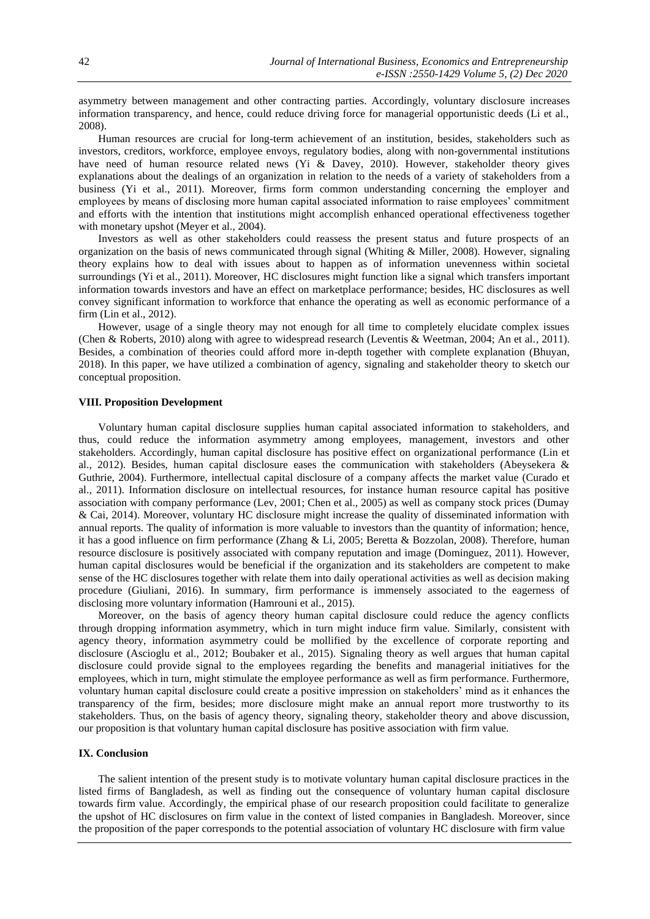asymmetry between management and other contracting parties. Accordingly, voluntary disclosure increases information transparency, and hence, could reduce driving force for managerial opportunistic deeds (Li et al., 2008).

Human resources are crucial for long-term achievement of an institution, besides, stakeholders such as investors, creditors, workforce, employee envoys, regulatory bodies, along with non-governmental institutions have need of human resource related news (Yi & Davey, 2010). However, stakeholder theory gives explanations about the dealings of an organization in relation to the needs of a variety of stakeholders from a business (Yi et al., 2011). Moreover, firms form common understanding concerning the employer and employees by means of disclosing more human capital associated information to raise employees' commitment and efforts with the intention that institutions might accomplish enhanced operational effectiveness together with monetary upshot (Meyer et al., 2004).

Investors as well as other stakeholders could reassess the present status and future prospects of an organization on the basis of news communicated through signal (Whiting & Miller, 2008). However, signaling theory explains how to deal with issues about to happen as of information unevenness within societal surroundings (Yi et al., 2011). Moreover, HC disclosures might function like a signal which transfers important information towards investors and have an effect on marketplace performance; besides, HC disclosures as well convey significant information to workforce that enhance the operating as well as economic performance of a firm (Lin et al., 2012).

However, usage of a single theory may not enough for all time to completely elucidate complex issues (Chen & Roberts, 2010) along with agree to widespread research (Leventis & Weetman, 2004; An et al., 2011). Besides, a combination of theories could afford more in-depth together with complete explanation (Bhuyan, 2018). In this paper, we have utilized a combination of agency, signaling and stakeholder theory to sketch our conceptual proposition.

## VIII. Proposition Development

Voluntary human capital disclosure supplies human capital associated information to stakeholders, and thus, could reduce the information asymmetry among employees, management, investors and other stakeholders. Accordingly, human capital disclosure has positive effect on organizational performance (Lin et al., 2012). Besides, human capital disclosure eases the communication with stakeholders (Abeysekera & Guthrie, 2004). Furthermore, intellectual capital disclosure of a company affects the market value (Curado et al., 2011). Information disclosure on intellectual resources, for instance human resource capital has positive association with company performance (Lev, 2001; Chen et al., 2005) as well as company stock prices (Dumay & Cai, 2014). Moreover, voluntary HC disclosure might increase the quality of disseminated information with annual reports. The quality of information is more valuable to investors than the quantity of information; hence, it has a good influence on firm performance (Zhang & Li, 2005; Beretta & Bozzolan, 2008). Therefore, human resource disclosure is positively associated with company reputation and image (Dominguez, 2011). However, human capital disclosures would be beneficial if the organization and its stakeholders are competent to make sense of the HC disclosures together with relate them into daily operational activities as well as decision making procedure (Giuliani, 2016). In summary, firm performance is immensely associated to the eagerness of disclosing more voluntary information (Hamrouni et al., 2015).

Moreover, on the basis of agency theory human capital disclosure could reduce the agency conflicts through dropping information asymmetry, which in turn might induce firm value. Similarly, consistent with agency theory, information asymmetry could be mollified by the excellence of corporate reporting and disclosure (Ascioglu et al., 2012; Boubaker et al., 2015). Signaling theory as well argues that human capital disclosure could provide signal to the employees regarding the benefits and managerial initiatives for the employees, which in turn, might stimulate the employee performance as well as firm performance. Furthermore, voluntary human capital disclosure could create a positive impression on stakeholders' mind as it enhances the transparency of the firm, besides; more disclosure might make an annual report more trustworthy to its stakeholders. Thus, on the basis of agency theory, signaling theory, stakeholder theory and above discussion, our proposition is that voluntary human capital disclosure has positive association with firm value.

## IX. Conclusion

The salient intention of the present study is to motivate voluntary human capital disclosure practices in the listed firms of Bangladesh, as well as finding out the consequence of voluntary human capital disclosure towards firm value. Accordingly, the empirical phase of our research proposition could facilitate to generalize the upshot of HC disclosures on firm value in the context of listed companies in Bangladesh. Moreover, since the proposition of the paper corresponds to the potential association of voluntary HC disclosure with firm value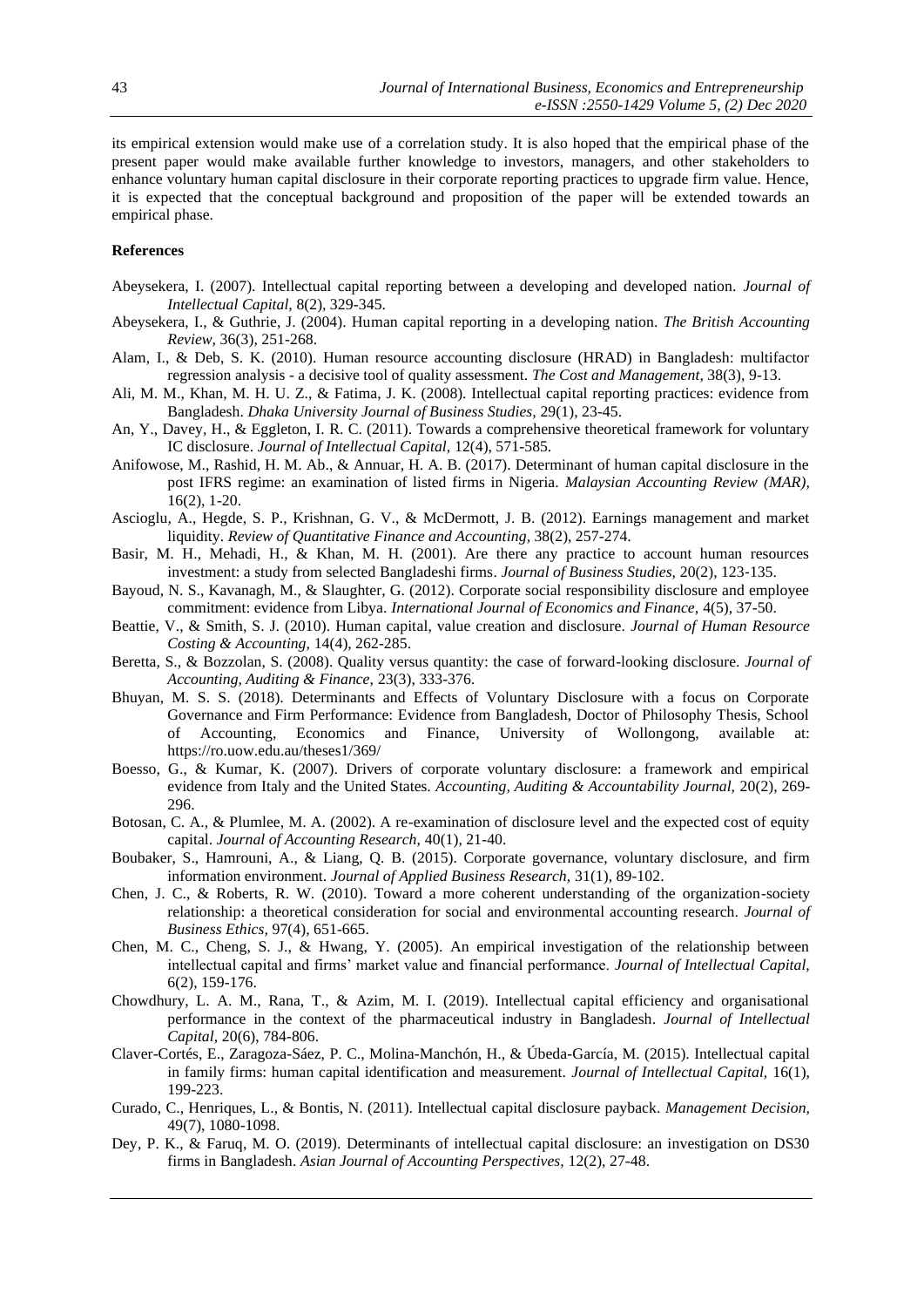its empirical extension would make use of a correlation study. It is also hoped that the empirical phase of the present paper would make available further knowledge to investors, managers, and other stakeholders to enhance voluntary human capital disclosure in their corporate reporting practices to upgrade firm value. Hence, it is expected that the conceptual background and proposition of the paper will be extended towards an empirical phase.

**References**

Abeysekera, I. (2007). Intellectual capital reporting between a developing and developed nation. *Journal of Intellectual Capital,* 8(2), 329-345.

Abeysekera, I., & Guthrie, J. (2004). Human capital reporting in a developing nation. *The British Accounting Review,* 36(3), 251-268.

Alam, I., & Deb, S. K. (2010). Human resource accounting disclosure (HRAD) in Bangladesh: multifactor regression analysis - a decisive tool of quality assessment. *The Cost and Management,* 38(3), 9-13.

Ali, M. M., Khan, M. H. U. Z., & Fatima, J. K. (2008). Intellectual capital reporting practices: evidence from Bangladesh. *Dhaka University Journal of Business Studies,* 29(1), 23-45.

An, Y., Davey, H., & Eggleton, I. R. C. (2011). Towards a comprehensive theoretical framework for voluntary IC disclosure. *Journal of Intellectual Capital,* 12(4), 571-585.

Anifowose, M., Rashid, H. M. Ab., & Annuar, H. A. B. (2017). Determinant of human capital disclosure in the post IFRS regime: an examination of listed firms in Nigeria. *Malaysian Accounting Review (MAR),* 16(2), 1-20.

Ascioglu, A., Hegde, S. P., Krishnan, G. V., & McDermott, J. B. (2012). Earnings management and market liquidity. *Review of Quantitative Finance and Accounting,* 38(2), 257-274.

Basir, M. H., Mehadi, H., & Khan, M. H. (2001). Are there any practice to account human resources investment: a study from selected Bangladeshi firms. *Journal of Business Studies,* 20(2), 123-135.

Bayoud, N. S., Kavanagh, M., & Slaughter, G. (2012). Corporate social responsibility disclosure and employee commitment: evidence from Libya. *International Journal of Economics and Finance,* 4(5), 37-50.

Beattie, V., & Smith, S. J. (2010). Human capital, value creation and disclosure. *Journal of Human Resource Costing & Accounting,* 14(4), 262-285.

Beretta, S., & Bozzolan, S. (2008). Quality versus quantity: the case of forward-looking disclosure. *Journal of Accounting, Auditing & Finance,* 23(3), 333-376.

Bhuyan, M. S. S. (2018). Determinants and Effects of Voluntary Disclosure with a focus on Corporate Governance and Firm Performance: Evidence from Bangladesh, Doctor of Philosophy Thesis, School of Accounting, Economics and Finance, University of Wollongong, available at: https://ro.uow.edu.au/theses1/369/

Boesso, G., & Kumar, K. (2007). Drivers of corporate voluntary disclosure: a framework and empirical evidence from Italy and the United States. *Accounting, Auditing & Accountability Journal,* 20(2), 269-296.

Botosan, C. A., & Plumlee, M. A. (2002). A re-examination of disclosure level and the expected cost of equity capital. *Journal of Accounting Research,* 40(1), 21-40.

Boubaker, S., Hamrouni, A., & Liang, Q. B. (2015). Corporate governance, voluntary disclosure, and firm information environment. *Journal of Applied Business Research,* 31(1), 89-102.

Chen, J. C., & Roberts, R. W. (2010). Toward a more coherent understanding of the organization-society relationship: a theoretical consideration for social and environmental accounting research. *Journal of Business Ethics,* 97(4), 651-665.

Chen, M. C., Cheng, S. J., & Hwang, Y. (2005). An empirical investigation of the relationship between intellectual capital and firms' market value and financial performance. *Journal of Intellectual Capital,* 6(2), 159-176.

Chowdhury, L. A. M., Rana, T., & Azim, M. I. (2019). Intellectual capital efficiency and organisational performance in the context of the pharmaceutical industry in Bangladesh. *Journal of Intellectual Capital,* 20(6), 784-806.

Claver-Cortés, E., Zaragoza-Sáez, P. C., Molina-Manchón, H., & Úbeda-García, M. (2015). Intellectual capital in family firms: human capital identification and measurement. *Journal of Intellectual Capital,* 16(1), 199-223.

Curado, C., Henriques, L., & Bontis, N. (2011). Intellectual capital disclosure payback. *Management Decision,* 49(7), 1080-1098.

Dey, P. K., & Faruq, M. O. (2019). Determinants of intellectual capital disclosure: an investigation on DS30 firms in Bangladesh. *Asian Journal of Accounting Perspectives,* 12(2), 27-48.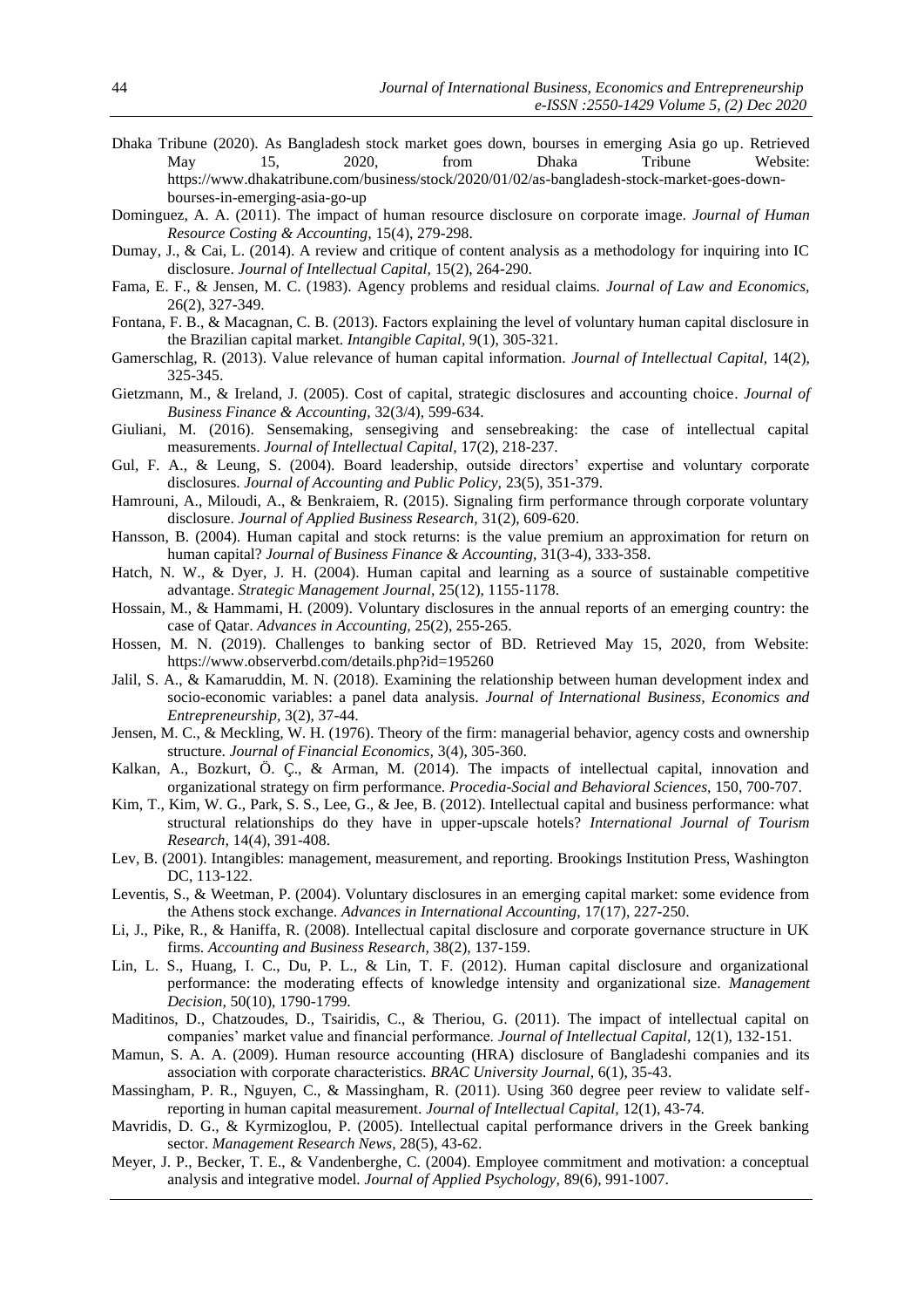Dhaka Tribune (2020). As Bangladesh stock market goes down, bourses in emerging Asia go up. Retrieved May 15, 2020, from Dhaka Tribune Website: https://www.dhakatribune.com/business/stock/2020/01/02/as-bangladesh-stock-market-goes-down-bourses-in-emerging-asia-go-up

Dominguez, A. A. (2011). The impact of human resource disclosure on corporate image. *Journal of Human Resource Costing & Accounting*, 15(4), 279-298.

Dumay, J., & Cai, L. (2014). A review and critique of content analysis as a methodology for inquiring into IC disclosure. *Journal of Intellectual Capital,* 15(2), 264-290.

Fama, E. F., & Jensen, M. C. (1983). Agency problems and residual claims. *Journal of Law and Economics,* 26(2), 327-349.

Fontana, F. B., & Macagnan, C. B. (2013). Factors explaining the level of voluntary human capital disclosure in the Brazilian capital market. *Intangible Capital,* 9(1), 305-321.

Gamerschlag, R. (2013). Value relevance of human capital information. *Journal of Intellectual Capital,* 14(2), 325-345.

Gietzmann, M., & Ireland, J. (2005). Cost of capital, strategic disclosures and accounting choice. *Journal of Business Finance & Accounting,* 32(3/4), 599-634.

Giuliani, M. (2016). Sensemaking, sensegiving and sensebreaking: the case of intellectual capital measurements. *Journal of Intellectual Capital,* 17(2), 218-237.

Gul, F. A., & Leung, S. (2004). Board leadership, outside directors' expertise and voluntary corporate disclosures. *Journal of Accounting and Public Policy,* 23(5), 351-379.

Hamrouni, A., Miloudi, A., & Benkraiem, R. (2015). Signaling firm performance through corporate voluntary disclosure. *Journal of Applied Business Research,* 31(2), 609-620.

Hansson, B. (2004). Human capital and stock returns: is the value premium an approximation for return on human capital? *Journal of Business Finance & Accounting*, 31(3-4), 333-358.

Hatch, N. W., & Dyer, J. H. (2004). Human capital and learning as a source of sustainable competitive advantage. *Strategic Management Journal,* 25(12), 1155-1178.

Hossain, M., & Hammami, H. (2009). Voluntary disclosures in the annual reports of an emerging country: the case of Qatar. *Advances in Accounting,* 25(2), 255-265.

Hossen, M. N. (2019). Challenges to banking sector of BD. Retrieved May 15, 2020, from Website: https://www.observerbd.com/details.php?id=195260

Jalil, S. A., & Kamaruddin, M. N. (2018). Examining the relationship between human development index and socio-economic variables: a panel data analysis. *Journal of International Business, Economics and Entrepreneurship,* 3(2), 37-44.

Jensen, M. C., & Meckling, W. H. (1976). Theory of the firm: managerial behavior, agency costs and ownership structure. *Journal of Financial Economics,* 3(4), 305-360.

Kalkan, A., Bozkurt, Ö. Ç., & Arman, M. (2014). The impacts of intellectual capital, innovation and organizational strategy on firm performance. *Procedia-Social and Behavioral Sciences,* 150, 700-707.

Kim, T., Kim, W. G., Park, S. S., Lee, G., & Jee, B. (2012). Intellectual capital and business performance: what structural relationships do they have in upper-upscale hotels? *International Journal of Tourism Research,* 14(4), 391-408.

Lev, B. (2001). Intangibles: management, measurement, and reporting. Brookings Institution Press, Washington DC, 113-122.

Leventis, S., & Weetman, P. (2004). Voluntary disclosures in an emerging capital market: some evidence from the Athens stock exchange. *Advances in International Accounting,* 17(17), 227-250.

Li, J., Pike, R., & Haniffa, R. (2008). Intellectual capital disclosure and corporate governance structure in UK firms. *Accounting and Business Research,* 38(2), 137-159.

Lin, L. S., Huang, I. C., Du, P. L., & Lin, T. F. (2012). Human capital disclosure and organizational performance: the moderating effects of knowledge intensity and organizational size. *Management Decision,* 50(10), 1790-1799.

Maditinos, D., Chatzoudes, D., Tsairidis, C., & Theriou, G. (2011). The impact of intellectual capital on companies' market value and financial performance. *Journal of Intellectual Capital,* 12(1), 132-151.

Mamun, S. A. A. (2009). Human resource accounting (HRA) disclosure of Bangladeshi companies and its association with corporate characteristics. *BRAC University Journal,* 6(1), 35-43.

Massingham, P. R., Nguyen, C., & Massingham, R. (2011). Using 360 degree peer review to validate self-reporting in human capital measurement. *Journal of Intellectual Capital,* 12(1), 43-74.

Mavridis, D. G., & Kyrmizoglou, P. (2005). Intellectual capital performance drivers in the Greek banking sector. *Management Research News,* 28(5), 43-62.

Meyer, J. P., Becker, T. E., & Vandenberghe, C. (2004). Employee commitment and motivation: a conceptual analysis and integrative model. *Journal of Applied Psychology,* 89(6), 991-1007.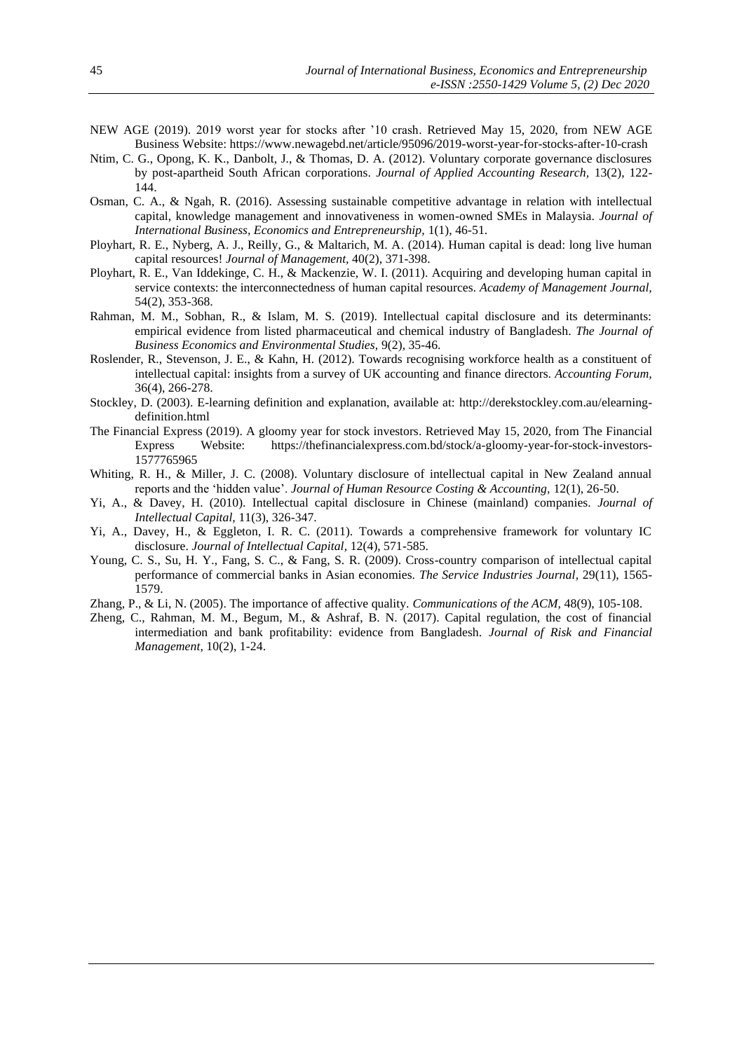NEW AGE (2019). 2019 worst year for stocks after '10 crash. Retrieved May 15, 2020, from NEW AGE Business Website: https://www.newagebd.net/article/95096/2019-worst-year-for-stocks-after-10-crash

Ntim, C. G., Opong, K. K., Danbolt, J., & Thomas, D. A. (2012). Voluntary corporate governance disclosures by post-apartheid South African corporations. *Journal of Applied Accounting Research,* 13(2), 122-144.

Osman, C. A., & Ngah, R. (2016). Assessing sustainable competitive advantage in relation with intellectual capital, knowledge management and innovativeness in women-owned SMEs in Malaysia. *Journal of International Business, Economics and Entrepreneurship,* 1(1), 46-51.

Ployhart, R. E., Nyberg, A. J., Reilly, G., & Maltarich, M. A. (2014). Human capital is dead: long live human capital resources! *Journal of Management,* 40(2), 371-398.

Ployhart, R. E., Van Iddekinge, C. H., & Mackenzie, W. I. (2011). Acquiring and developing human capital in service contexts: the interconnectedness of human capital resources. *Academy of Management Journal,* 54(2), 353-368.

Rahman, M. M., Sobhan, R., & Islam, M. S. (2019). Intellectual capital disclosure and its determinants: empirical evidence from listed pharmaceutical and chemical industry of Bangladesh. *The Journal of Business Economics and Environmental Studies,* 9(2), 35-46.

Roslender, R., Stevenson, J. E., & Kahn, H. (2012). Towards recognising workforce health as a constituent of intellectual capital: insights from a survey of UK accounting and finance directors. *Accounting Forum,* 36(4), 266-278.

Stockley, D. (2003). E-learning definition and explanation, available at: http://derekstockley.com.au/elearning-definition.html

The Financial Express (2019). A gloomy year for stock investors. Retrieved May 15, 2020, from The Financial Express Website: https://thefinancialexpress.com.bd/stock/a-gloomy-year-for-stock-investors-1577765965

Whiting, R. H., & Miller, J. C. (2008). Voluntary disclosure of intellectual capital in New Zealand annual reports and the 'hidden value'. *Journal of Human Resource Costing & Accounting,* 12(1), 26-50.

Yi, A., & Davey, H. (2010). Intellectual capital disclosure in Chinese (mainland) companies. *Journal of Intellectual Capital,* 11(3), 326-347.

Yi, A., Davey, H., & Eggleton, I. R. C. (2011). Towards a comprehensive framework for voluntary IC disclosure. *Journal of Intellectual Capital,* 12(4), 571-585.

Young, C. S., Su, H. Y., Fang, S. C., & Fang, S. R. (2009). Cross-country comparison of intellectual capital performance of commercial banks in Asian economies. *The Service Industries Journal,* 29(11), 1565-1579.

Zhang, P., & Li, N. (2005). The importance of affective quality. *Communications of the ACM,* 48(9), 105-108.

Zheng, C., Rahman, M. M., Begum, M., & Ashraf, B. N. (2017). Capital regulation, the cost of financial intermediation and bank profitability: evidence from Bangladesh. *Journal of Risk and Financial Management,* 10(2), 1-24.